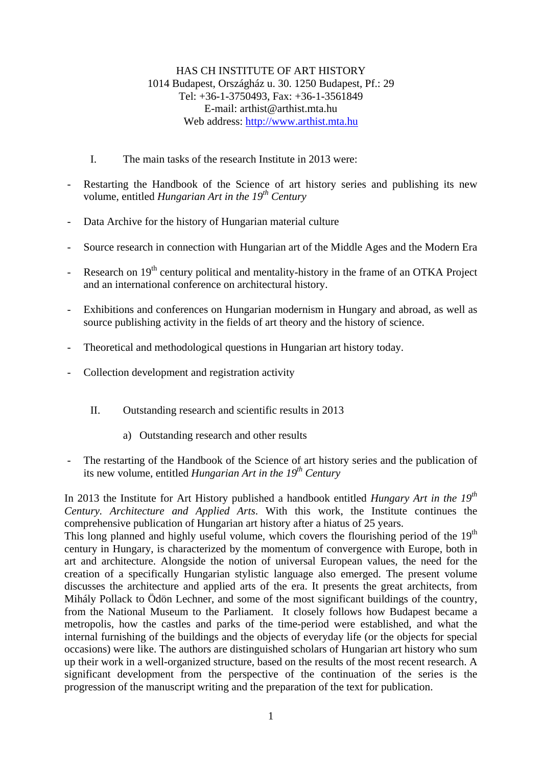HAS CH INSTITUTE OF ART HISTORY
1014 Budapest, Országház u. 30. 1250 Budapest, Pf.: 29
Tel: +36-1-3750493, Fax: +36-1-3561849
E-mail: arthist@arthist.mta.hu
Web address: [http://www.arthist.mta.hu](http://www.arthist.mta.hu)

I. The main tasks of the research Institute in 2013 were:

- Restarting the Handbook of the Science of art history series and publishing its new volume, entitled *Hungarian Art in the 19th Century*
- Data Archive for the history of Hungarian material culture
- Source research in connection with Hungarian art of the Middle Ages and the Modern Era
- Research on 19th century political and mentality-history in the frame of an OTKA Project and an international conference on architectural history.
- Exhibitions and conferences on Hungarian modernism in Hungary and abroad, as well as source publishing activity in the fields of art theory and the history of science.
- Theoretical and methodological questions in Hungarian art history today.
- Collection development and registration activity

II. Outstanding research and scientific results in 2013

a) Outstanding research and other results

- The restarting of the Handbook of the Science of art history series and the publication of its new volume, entitled *Hungarian Art in the 19th Century*

In 2013 the Institute for Art History published a handbook entitled *Hungary Art in the 19th Century. Architecture and Applied Arts*. With this work, the Institute continues the comprehensive publication of Hungarian art history after a hiatus of 25 years.
This long planned and highly useful volume, which covers the flourishing period of the 19th century in Hungary, is characterized by the momentum of convergence with Europe, both in art and architecture. Alongside the notion of universal European values, the need for the creation of a specifically Hungarian stylistic language also emerged. The present volume discusses the architecture and applied arts of the era. It presents the great architects, from Mihály Pollack to Ödön Lechner, and some of the most significant buildings of the country, from the National Museum to the Parliament. It closely follows how Budapest became a metropolis, how the castles and parks of the time-period were established, and what the internal furnishing of the buildings and the objects of everyday life (or the objects for special occasions) were like. The authors are distinguished scholars of Hungarian art history who sum up their work in a well-organized structure, based on the results of the most recent research. A significant development from the perspective of the continuation of the series is the progression of the manuscript writing and the preparation of the text for publication.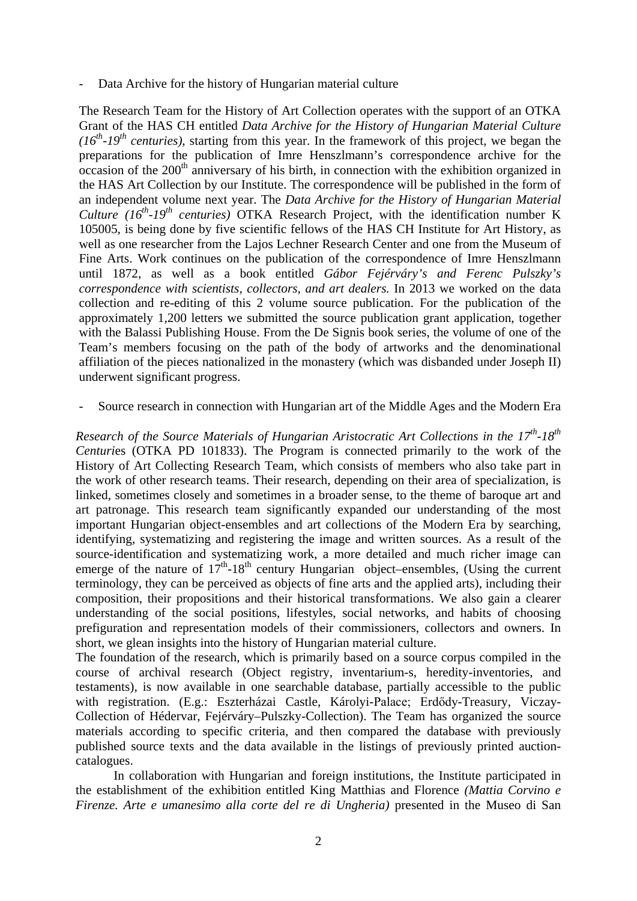- Data Archive for the history of Hungarian material culture

The Research Team for the History of Art Collection operates with the support of an OTKA Grant of the HAS CH entitled *Data Archive for the History of Hungarian Material Culture (16$^{th}$-19$^{th}$ centuries)*, starting from this year. In the framework of this project, we began the preparations for the publication of Imre Henszlmann's correspondence archive for the occasion of the 200$^{th}$ anniversary of his birth, in connection with the exhibition organized in the HAS Art Collection by our Institute. The correspondence will be published in the form of an independent volume next year. The *Data Archive for the History of Hungarian Material Culture (16$^{th}$-19$^{th}$ centuries)* OTKA Research Project, with the identification number K 105005, is being done by five scientific fellows of the HAS CH Institute for Art History, as well as one researcher from the Lajos Lechner Research Center and one from the Museum of Fine Arts. Work continues on the publication of the correspondence of Imre Henszlmann until 1872, as well as a book entitled *Gábor Fejérváry's and Ferenc Pulszky's correspondence with scientists, collectors, and art dealers.* In 2013 we worked on the data collection and re-editing of this 2 volume source publication. For the publication of the approximately 1,200 letters we submitted the source publication grant application, together with the Balassi Publishing House. From the De Signis book series, the volume of one of the Team's members focusing on the path of the body of artworks and the denominational affiliation of the pieces nationalized in the monastery (which was disbanded under Joseph II) underwent significant progress.

- Source research in connection with Hungarian art of the Middle Ages and the Modern Era

*Research of the Source Materials of Hungarian Aristocratic Art Collections in the 17$^{th}$-18$^{th}$ Centuri*es (OTKA PD 101833). The Program is connected primarily to the work of the History of Art Collecting Research Team, which consists of members who also take part in the work of other research teams. Their research, depending on their area of specialization, is linked, sometimes closely and sometimes in a broader sense, to the theme of baroque art and art patronage. This research team significantly expanded our understanding of the most important Hungarian object-ensembles and art collections of the Modern Era by searching, identifying, systematizing and registering the image and written sources. As a result of the source-identification and systematizing work, a more detailed and much richer image can emerge of the nature of 17$^{th}$-18$^{th}$ century Hungarian object–ensembles, (Using the current terminology, they can be perceived as objects of fine arts and the applied arts), including their composition, their propositions and their historical transformations. We also gain a clearer understanding of the social positions, lifestyles, social networks, and habits of choosing prefiguration and representation models of their commissioners, collectors and owners. In short, we glean insights into the history of Hungarian material culture.

The foundation of the research, which is primarily based on a source corpus compiled in the course of archival research (Object registry, inventarium-s, heredity-inventories, and testaments), is now available in one searchable database, partially accessible to the public with registration. (E.g.: Eszterházai Castle, Károlyi-Palace; Erdődy-Treasury, Viczay-Collection of Hédervar, Fejérváry–Pulszky-Collection). The Team has organized the source materials according to specific criteria, and then compared the database with previously published source texts and the data available in the listings of previously printed auction-catalogues.

In collaboration with Hungarian and foreign institutions, the Institute participated in the establishment of the exhibition entitled King Matthias and Florence *(Mattia Corvino e Firenze. Arte e umanesimo alla corte del re di Ungheria)* presented in the Museo di San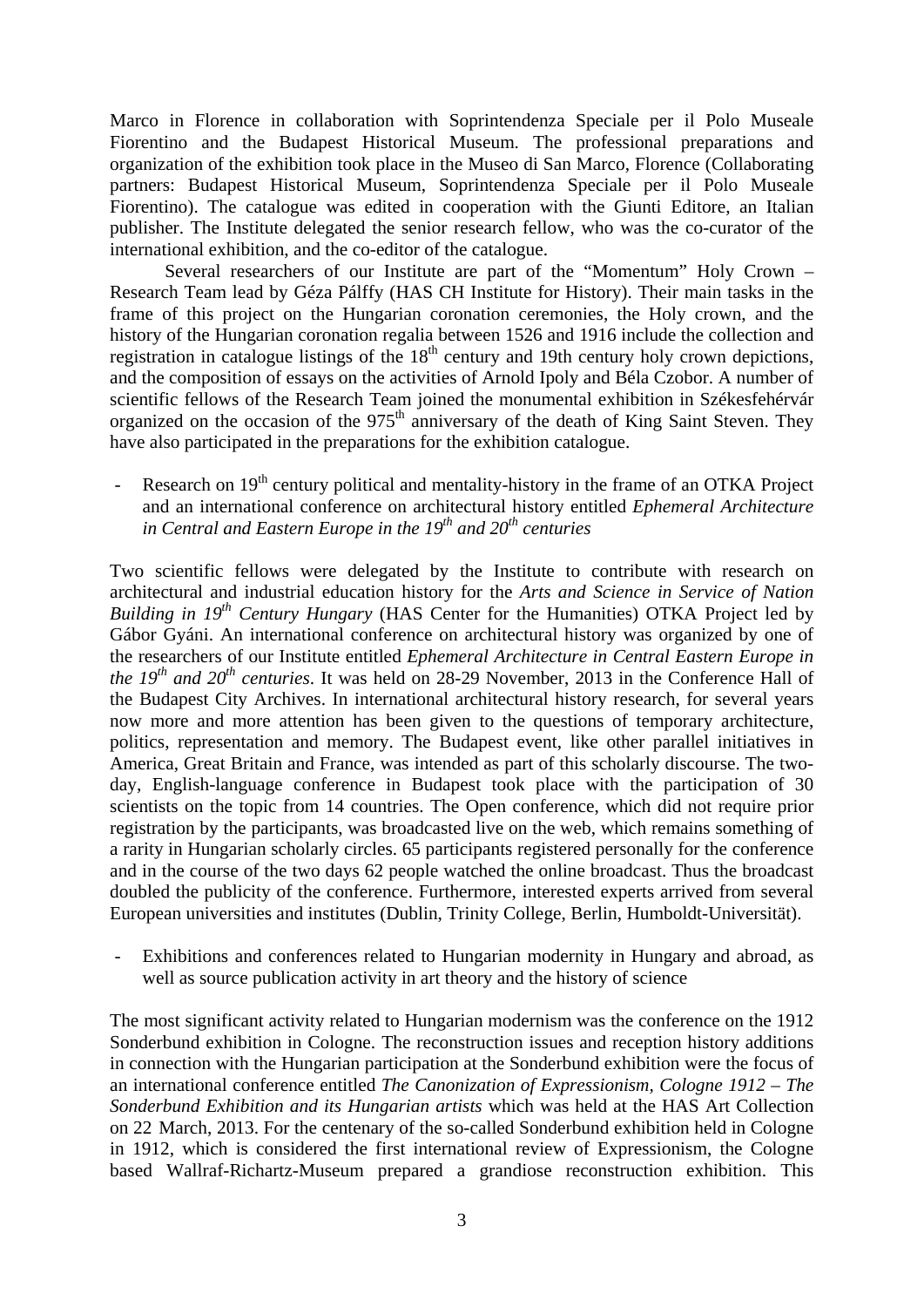Marco in Florence in collaboration with Soprintendenza Speciale per il Polo Museale Fiorentino and the Budapest Historical Museum. The professional preparations and organization of the exhibition took place in the Museo di San Marco, Florence (Collaborating partners: Budapest Historical Museum, Soprintendenza Speciale per il Polo Museale Fiorentino). The catalogue was edited in cooperation with the Giunti Editore, an Italian publisher. The Institute delegated the senior research fellow, who was the co-curator of the international exhibition, and the co-editor of the catalogue.

Several researchers of our Institute are part of the "Momentum" Holy Crown – Research Team lead by Géza Pálffy (HAS CH Institute for History). Their main tasks in the frame of this project on the Hungarian coronation ceremonies, the Holy crown, and the history of the Hungarian coronation regalia between 1526 and 1916 include the collection and registration in catalogue listings of the 18th century and 19th century holy crown depictions, and the composition of essays on the activities of Arnold Ipoly and Béla Czobor. A number of scientific fellows of the Research Team joined the monumental exhibition in Székesfehérvár organized on the occasion of the 975th anniversary of the death of King Saint Steven. They have also participated in the preparations for the exhibition catalogue.

- Research on 19th century political and mentality-history in the frame of an OTKA Project and an international conference on architectural history entitled *Ephemeral Architecture in Central and Eastern Europe in the 19th and 20th centuries*

Two scientific fellows were delegated by the Institute to contribute with research on architectural and industrial education history for the *Arts and Science in Service of Nation Building in 19th Century Hungary* (HAS Center for the Humanities) OTKA Project led by Gábor Gyáni. An international conference on architectural history was organized by one of the researchers of our Institute entitled *Ephemeral Architecture in Central Eastern Europe in the 19th and 20th centuries*. It was held on 28-29 November, 2013 in the Conference Hall of the Budapest City Archives. In international architectural history research, for several years now more and more attention has been given to the questions of temporary architecture, politics, representation and memory. The Budapest event, like other parallel initiatives in America, Great Britain and France, was intended as part of this scholarly discourse. The two-day, English-language conference in Budapest took place with the participation of 30 scientists on the topic from 14 countries. The Open conference, which did not require prior registration by the participants, was broadcasted live on the web, which remains something of a rarity in Hungarian scholarly circles. 65 participants registered personally for the conference and in the course of the two days 62 people watched the online broadcast. Thus the broadcast doubled the publicity of the conference. Furthermore, interested experts arrived from several European universities and institutes (Dublin, Trinity College, Berlin, Humboldt-Universität).

- Exhibitions and conferences related to Hungarian modernity in Hungary and abroad, as well as source publication activity in art theory and the history of science

The most significant activity related to Hungarian modernism was the conference on the 1912 Sonderbund exhibition in Cologne. The reconstruction issues and reception history additions in connection with the Hungarian participation at the Sonderbund exhibition were the focus of an international conference entitled *The Canonization of Expressionism, Cologne 1912 – The Sonderbund Exhibition and its Hungarian artists* which was held at the HAS Art Collection on 22 March, 2013. For the centenary of the so-called Sonderbund exhibition held in Cologne in 1912, which is considered the first international review of Expressionism, the Cologne based Wallraf-Richartz-Museum prepared a grandiose reconstruction exhibition. This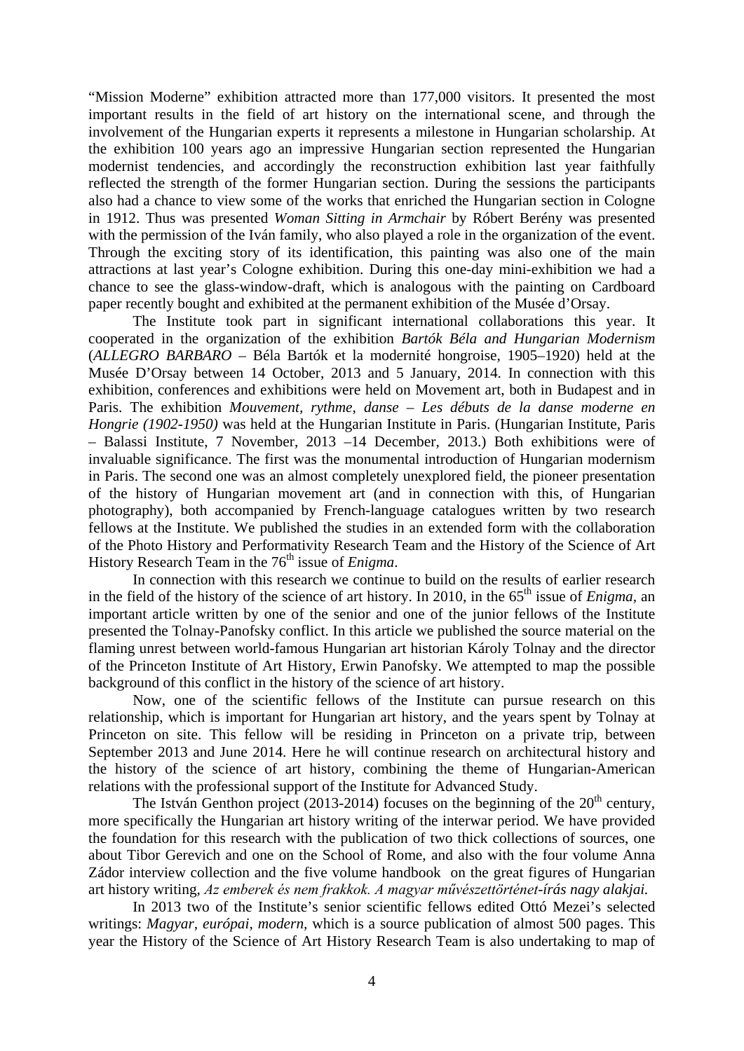"Mission Moderne" exhibition attracted more than 177,000 visitors. It presented the most important results in the field of art history on the international scene, and through the involvement of the Hungarian experts it represents a milestone in Hungarian scholarship. At the exhibition 100 years ago an impressive Hungarian section represented the Hungarian modernist tendencies, and accordingly the reconstruction exhibition last year faithfully reflected the strength of the former Hungarian section. During the sessions the participants also had a chance to view some of the works that enriched the Hungarian section in Cologne in 1912. Thus was presented *Woman Sitting in Armchair* by Róbert Berény was presented with the permission of the Iván family, who also played a role in the organization of the event. Through the exciting story of its identification, this painting was also one of the main attractions at last year's Cologne exhibition. During this one-day mini-exhibition we had a chance to see the glass-window-draft, which is analogous with the painting on Cardboard paper recently bought and exhibited at the permanent exhibition of the Musée d'Orsay.

The Institute took part in significant international collaborations this year. It cooperated in the organization of the exhibition *Bartók Béla and Hungarian Modernism* (*ALLEGRO BARBARO* – Béla Bartók et la modernité hongroise, 1905–1920) held at the Musée D'Orsay between 14 October, 2013 and 5 January, 2014. In connection with this exhibition, conferences and exhibitions were held on Movement art, both in Budapest and in Paris. The exhibition *Mouvement, rythme, danse – Les débuts de la danse moderne en Hongrie (1902-1950)* was held at the Hungarian Institute in Paris. (Hungarian Institute, Paris – Balassi Institute, 7 November, 2013 –14 December, 2013.) Both exhibitions were of invaluable significance. The first was the monumental introduction of Hungarian modernism in Paris. The second one was an almost completely unexplored field, the pioneer presentation of the history of Hungarian movement art (and in connection with this, of Hungarian photography), both accompanied by French-language catalogues written by two research fellows at the Institute. We published the studies in an extended form with the collaboration of the Photo History and Performativity Research Team and the History of the Science of Art History Research Team in the 76th issue of *Enigma*.

In connection with this research we continue to build on the results of earlier research in the field of the history of the science of art history. In 2010, in the 65th issue of *Enigma*, an important article written by one of the senior and one of the junior fellows of the Institute presented the Tolnay-Panofsky conflict. In this article we published the source material on the flaming unrest between world-famous Hungarian art historian Károly Tolnay and the director of the Princeton Institute of Art History, Erwin Panofsky. We attempted to map the possible background of this conflict in the history of the science of art history.

Now, one of the scientific fellows of the Institute can pursue research on this relationship, which is important for Hungarian art history, and the years spent by Tolnay at Princeton on site. This fellow will be residing in Princeton on a private trip, between September 2013 and June 2014. Here he will continue research on architectural history and the history of the science of art history, combining the theme of Hungarian-American relations with the professional support of the Institute for Advanced Study.

The István Genthon project (2013-2014) focuses on the beginning of the 20th century, more specifically the Hungarian art history writing of the interwar period. We have provided the foundation for this research with the publication of two thick collections of sources, one about Tibor Gerevich and one on the School of Rome, and also with the four volume Anna Zádor interview collection and the five volume handbook on the great figures of Hungarian art history writing, *Az emberek és nem frakkok. A magyar művészettörténet-írás nagy alakjai.*

In 2013 two of the Institute's senior scientific fellows edited Ottó Mezei's selected writings: *Magyar, európai, modern,* which is a source publication of almost 500 pages. This year the History of the Science of Art History Research Team is also undertaking to map of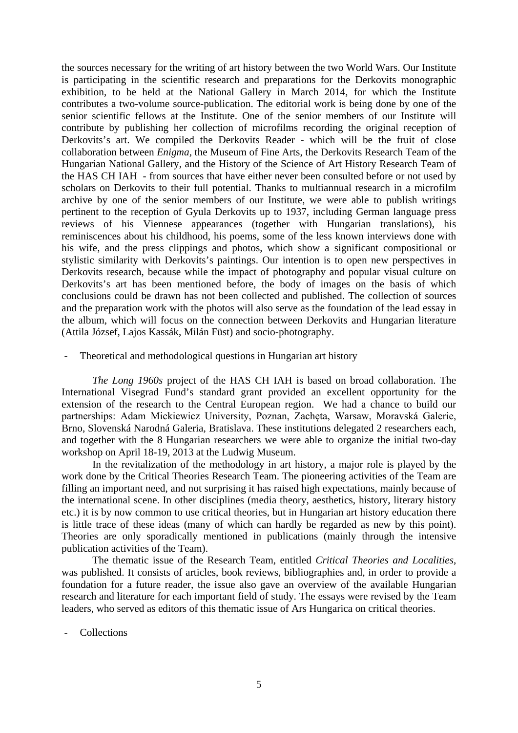the sources necessary for the writing of art history between the two World Wars. Our Institute is participating in the scientific research and preparations for the Derkovits monographic exhibition, to be held at the National Gallery in March 2014, for which the Institute contributes a two-volume source-publication. The editorial work is being done by one of the senior scientific fellows at the Institute. One of the senior members of our Institute will contribute by publishing her collection of microfilms recording the original reception of Derkovits's art. We compiled the Derkovits Reader - which will be the fruit of close collaboration between *Enigma*, the Museum of Fine Arts, the Derkovits Research Team of the Hungarian National Gallery, and the History of the Science of Art History Research Team of the HAS CH IAH - from sources that have either never been consulted before or not used by scholars on Derkovits to their full potential. Thanks to multiannual research in a microfilm archive by one of the senior members of our Institute, we were able to publish writings pertinent to the reception of Gyula Derkovits up to 1937, including German language press reviews of his Viennese appearances (together with Hungarian translations), his reminiscences about his childhood, his poems, some of the less known interviews done with his wife, and the press clippings and photos, which show a significant compositional or stylistic similarity with Derkovits's paintings. Our intention is to open new perspectives in Derkovits research, because while the impact of photography and popular visual culture on Derkovits's art has been mentioned before, the body of images on the basis of which conclusions could be drawn has not been collected and published. The collection of sources and the preparation work with the photos will also serve as the foundation of the lead essay in the album, which will focus on the connection between Derkovits and Hungarian literature (Attila József, Lajos Kassák, Milán Füst) and socio-photography.

- Theoretical and methodological questions in Hungarian art history

*The Long 1960s* project of the HAS CH IAH is based on broad collaboration. The International Visegrad Fund's standard grant provided an excellent opportunity for the extension of the research to the Central European region. We had a chance to build our partnerships: Adam Mickiewicz University, Poznan, Zachęta, Warsaw, Moravská Galerie, Brno, Slovenská Narodná Galeria, Bratislava. These institutions delegated 2 researchers each, and together with the 8 Hungarian researchers we were able to organize the initial two-day workshop on April 18-19, 2013 at the Ludwig Museum.

In the revitalization of the methodology in art history, a major role is played by the work done by the Critical Theories Research Team. The pioneering activities of the Team are filling an important need, and not surprising it has raised high expectations, mainly because of the international scene. In other disciplines (media theory, aesthetics, history, literary history etc.) it is by now common to use critical theories, but in Hungarian art history education there is little trace of these ideas (many of which can hardly be regarded as new by this point). Theories are only sporadically mentioned in publications (mainly through the intensive publication activities of the Team).

The thematic issue of the Research Team, entitled *Critical Theories and Localities*, was published. It consists of articles, book reviews, bibliographies and, in order to provide a foundation for a future reader, the issue also gave an overview of the available Hungarian research and literature for each important field of study. The essays were revised by the Team leaders, who served as editors of this thematic issue of Ars Hungarica on critical theories.

- Collections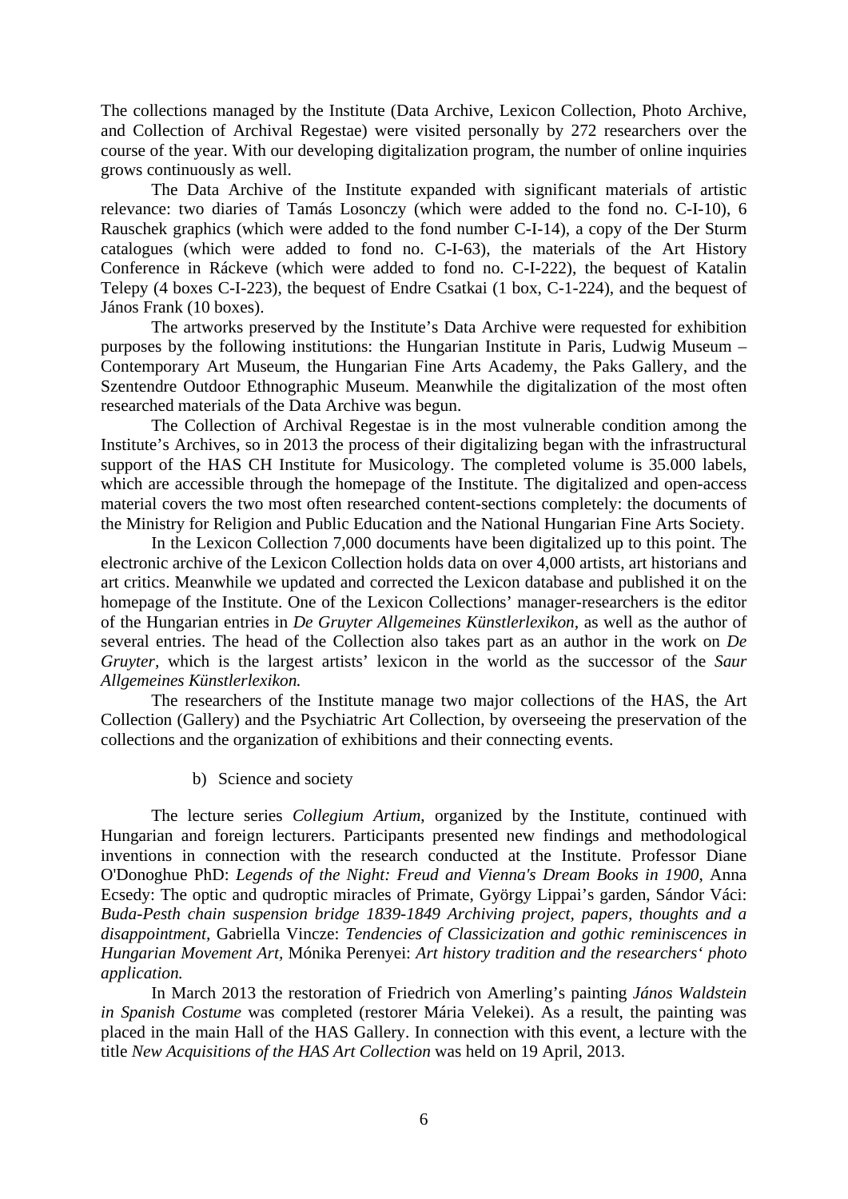The collections managed by the Institute (Data Archive, Lexicon Collection, Photo Archive, and Collection of Archival Regestae) were visited personally by 272 researchers over the course of the year. With our developing digitalization program, the number of online inquiries grows continuously as well.

The Data Archive of the Institute expanded with significant materials of artistic relevance: two diaries of Tamás Losonczy (which were added to the fond no. C-I-10), 6 Rauschek graphics (which were added to the fond number C-I-14), a copy of the Der Sturm catalogues (which were added to fond no. C-I-63), the materials of the Art History Conference in Ráckeve (which were added to fond no. C-I-222), the bequest of Katalin Telepy (4 boxes C-I-223), the bequest of Endre Csatkai (1 box, C-1-224), and the bequest of János Frank (10 boxes).

The artworks preserved by the Institute's Data Archive were requested for exhibition purposes by the following institutions: the Hungarian Institute in Paris, Ludwig Museum – Contemporary Art Museum, the Hungarian Fine Arts Academy, the Paks Gallery, and the Szentendre Outdoor Ethnographic Museum. Meanwhile the digitalization of the most often researched materials of the Data Archive was begun.

The Collection of Archival Regestae is in the most vulnerable condition among the Institute's Archives, so in 2013 the process of their digitalizing began with the infrastructural support of the HAS CH Institute for Musicology. The completed volume is 35.000 labels, which are accessible through the homepage of the Institute. The digitalized and open-access material covers the two most often researched content-sections completely: the documents of the Ministry for Religion and Public Education and the National Hungarian Fine Arts Society.

In the Lexicon Collection 7,000 documents have been digitalized up to this point. The electronic archive of the Lexicon Collection holds data on over 4,000 artists, art historians and art critics. Meanwhile we updated and corrected the Lexicon database and published it on the homepage of the Institute. One of the Lexicon Collections' manager-researchers is the editor of the Hungarian entries in *De Gruyter Allgemeines Künstlerlexikon*, as well as the author of several entries. The head of the Collection also takes part as an author in the work on *De Gruyter*, which is the largest artists' lexicon in the world as the successor of the *Saur Allgemeines Künstlerlexikon.*

The researchers of the Institute manage two major collections of the HAS, the Art Collection (Gallery) and the Psychiatric Art Collection, by overseeing the preservation of the collections and the organization of exhibitions and their connecting events.

b) Science and society

The lecture series *Collegium Artium*, organized by the Institute, continued with Hungarian and foreign lecturers. Participants presented new findings and methodological inventions in connection with the research conducted at the Institute. Professor Diane O'Donoghue PhD: *Legends of the Night: Freud and Vienna's Dream Books in 1900*, Anna Ecsedy: The optic and qudroptic miracles of Primate, György Lippai's garden, Sándor Váci: *Buda-Pesth chain suspension bridge 1839-1849 Archiving project, papers, thoughts and a disappointment,* Gabriella Vincze: *Tendencies of Classicization and gothic reminiscences in Hungarian Movement Art,* Mónika Perenyei: *Art history tradition and the researchers' photo application.*

In March 2013 the restoration of Friedrich von Amerling's painting *János Waldstein in Spanish Costume* was completed (restorer Mária Velekei). As a result, the painting was placed in the main Hall of the HAS Gallery. In connection with this event, a lecture with the title *New Acquisitions of the HAS Art Collection* was held on 19 April, 2013.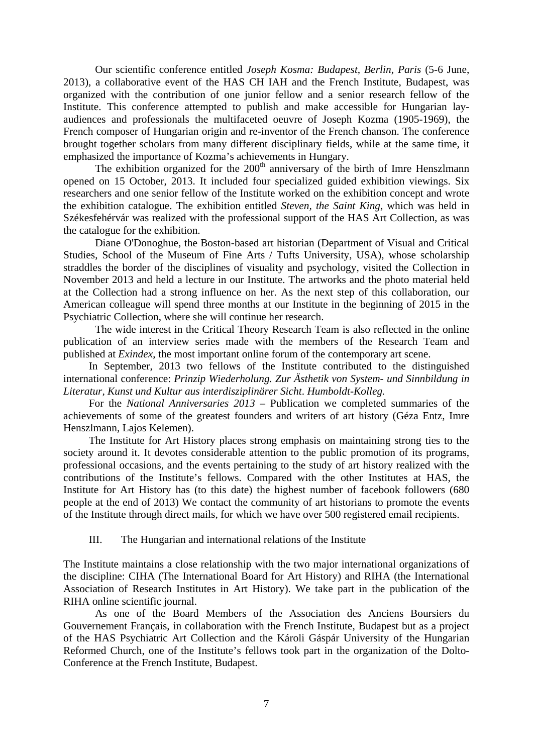Our scientific conference entitled *Joseph Kosma: Budapest, Berlin, Paris* (5-6 June, 2013), a collaborative event of the HAS CH IAH and the French Institute, Budapest, was organized with the contribution of one junior fellow and a senior research fellow of the Institute. This conference attempted to publish and make accessible for Hungarian lay-audiences and professionals the multifaceted oeuvre of Joseph Kozma (1905-1969), the French composer of Hungarian origin and re-inventor of the French chanson. The conference brought together scholars from many different disciplinary fields, while at the same time, it emphasized the importance of Kozma's achievements in Hungary.

The exhibition organized for the 200th anniversary of the birth of Imre Henszlmann opened on 15 October, 2013. It included four specialized guided exhibition viewings. Six researchers and one senior fellow of the Institute worked on the exhibition concept and wrote the exhibition catalogue. The exhibition entitled *Steven, the Saint King*, which was held in Székesfehérvár was realized with the professional support of the HAS Art Collection, as was the catalogue for the exhibition.

Diane O'Donoghue, the Boston-based art historian (Department of Visual and Critical Studies, School of the Museum of Fine Arts / Tufts University, USA), whose scholarship straddles the border of the disciplines of visuality and psychology, visited the Collection in November 2013 and held a lecture in our Institute. The artworks and the photo material held at the Collection had a strong influence on her. As the next step of this collaboration, our American colleague will spend three months at our Institute in the beginning of 2015 in the Psychiatric Collection, where she will continue her research.

The wide interest in the Critical Theory Research Team is also reflected in the online publication of an interview series made with the members of the Research Team and published at *Exindex*, the most important online forum of the contemporary art scene.

In September, 2013 two fellows of the Institute contributed to the distinguished international conference: *Prinzip Wiederholung. Zur Ästhetik von System- und Sinnbildung in Literatur, Kunst und Kultur aus interdisziplinärer Sicht*. *Humboldt-Kolleg.*

For the *National Anniversaries 2013* – Publication we completed summaries of the achievements of some of the greatest founders and writers of art history (Géza Entz, Imre Henszlmann, Lajos Kelemen).

The Institute for Art History places strong emphasis on maintaining strong ties to the society around it. It devotes considerable attention to the public promotion of its programs, professional occasions, and the events pertaining to the study of art history realized with the contributions of the Institute's fellows. Compared with the other Institutes at HAS, the Institute for Art History has (to this date) the highest number of facebook followers (680 people at the end of 2013) We contact the community of art historians to promote the events of the Institute through direct mails, for which we have over 500 registered email recipients.

## III. The Hungarian and international relations of the Institute

The Institute maintains a close relationship with the two major international organizations of the discipline: CIHA (The International Board for Art History) and RIHA (the International Association of Research Institutes in Art History). We take part in the publication of the RIHA online scientific journal.

As one of the Board Members of the Association des Anciens Boursiers du Gouvernement Français, in collaboration with the French Institute, Budapest but as a project of the HAS Psychiatric Art Collection and the Károli Gáspár University of the Hungarian Reformed Church, one of the Institute's fellows took part in the organization of the Dolto-Conference at the French Institute, Budapest.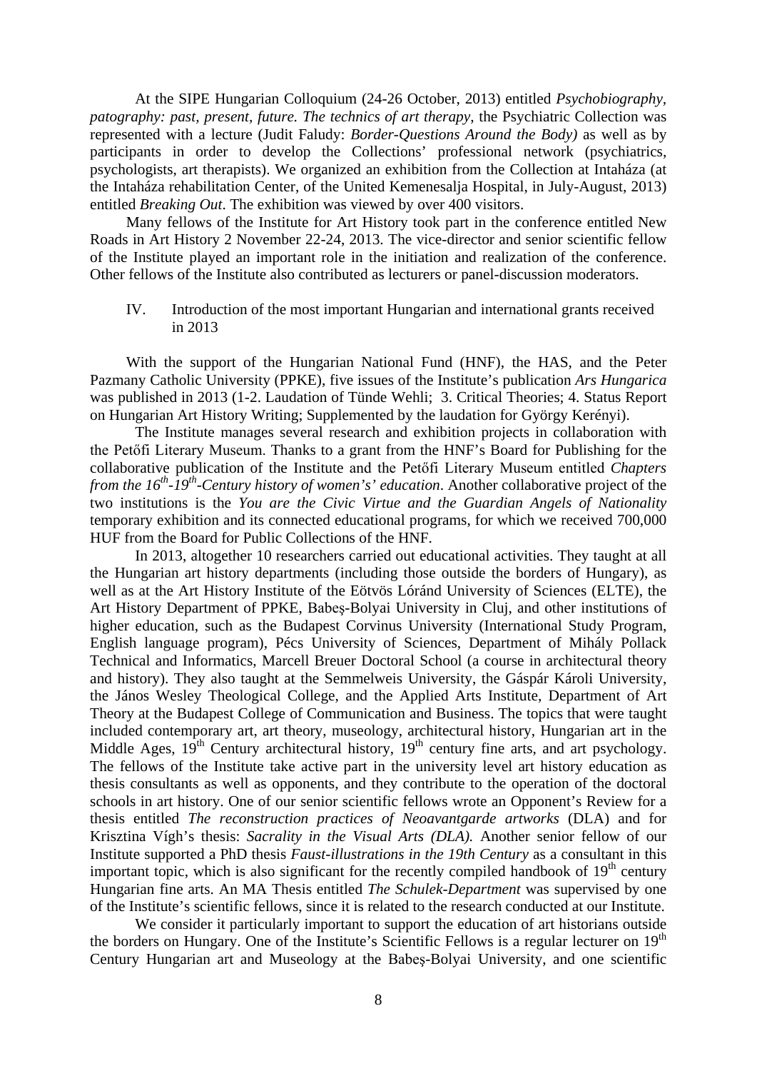At the SIPE Hungarian Colloquium (24-26 October, 2013) entitled *Psychobiography, patography: past, present, future. The technics of art therapy*, the Psychiatric Collection was represented with a lecture (Judit Faludy: *Border-Questions Around the Body)* as well as by participants in order to develop the Collections' professional network (psychiatrics, psychologists, art therapists). We organized an exhibition from the Collection at Intaháza (at the Intaháza rehabilitation Center, of the United Kemenesalja Hospital, in July-August, 2013) entitled *Breaking Out*. The exhibition was viewed by over 400 visitors.

Many fellows of the Institute for Art History took part in the conference entitled New Roads in Art History 2 November 22-24, 2013. The vice-director and senior scientific fellow of the Institute played an important role in the initiation and realization of the conference. Other fellows of the Institute also contributed as lecturers or panel-discussion moderators.

## IV. Introduction of the most important Hungarian and international grants received in 2013

With the support of the Hungarian National Fund (HNF), the HAS, and the Peter Pazmany Catholic University (PPKE), five issues of the Institute's publication *Ars Hungarica* was published in 2013 (1-2. Laudation of Tünde Wehli; 3. Critical Theories; 4. Status Report on Hungarian Art History Writing; Supplemented by the laudation for György Kerényi).

The Institute manages several research and exhibition projects in collaboration with the Petőfi Literary Museum. Thanks to a grant from the HNF's Board for Publishing for the collaborative publication of the Institute and the Petőfi Literary Museum entitled *Chapters from the 16th-19th-Century history of women's' education*. Another collaborative project of the two institutions is the *You are the Civic Virtue and the Guardian Angels of Nationality* temporary exhibition and its connected educational programs, for which we received 700,000 HUF from the Board for Public Collections of the HNF.

In 2013, altogether 10 researchers carried out educational activities. They taught at all the Hungarian art history departments (including those outside the borders of Hungary), as well as at the Art History Institute of the Eötvös Lóránd University of Sciences (ELTE), the Art History Department of PPKE, Babeş-Bolyai University in Cluj, and other institutions of higher education, such as the Budapest Corvinus University (International Study Program, English language program), Pécs University of Sciences, Department of Mihály Pollack Technical and Informatics, Marcell Breuer Doctoral School (a course in architectural theory and history). They also taught at the Semmelweis University, the Gáspár Károli University, the János Wesley Theological College, and the Applied Arts Institute, Department of Art Theory at the Budapest College of Communication and Business. The topics that were taught included contemporary art, art theory, museology, architectural history, Hungarian art in the Middle Ages, 19th Century architectural history, 19th century fine arts, and art psychology. The fellows of the Institute take active part in the university level art history education as thesis consultants as well as opponents, and they contribute to the operation of the doctoral schools in art history. One of our senior scientific fellows wrote an Opponent's Review for a thesis entitled *The reconstruction practices of Neoavantgarde artworks* (DLA) and for Krisztina Vígh's thesis: *Sacrality in the Visual Arts (DLA).* Another senior fellow of our Institute supported a PhD thesis *Faust-illustrations in the 19th Century* as a consultant in this important topic, which is also significant for the recently compiled handbook of 19th century Hungarian fine arts. An MA Thesis entitled *The Schulek-Department* was supervised by one of the Institute's scientific fellows, since it is related to the research conducted at our Institute.

We consider it particularly important to support the education of art historians outside the borders on Hungary. One of the Institute's Scientific Fellows is a regular lecturer on 19th Century Hungarian art and Museology at the Babeş-Bolyai University, and one scientific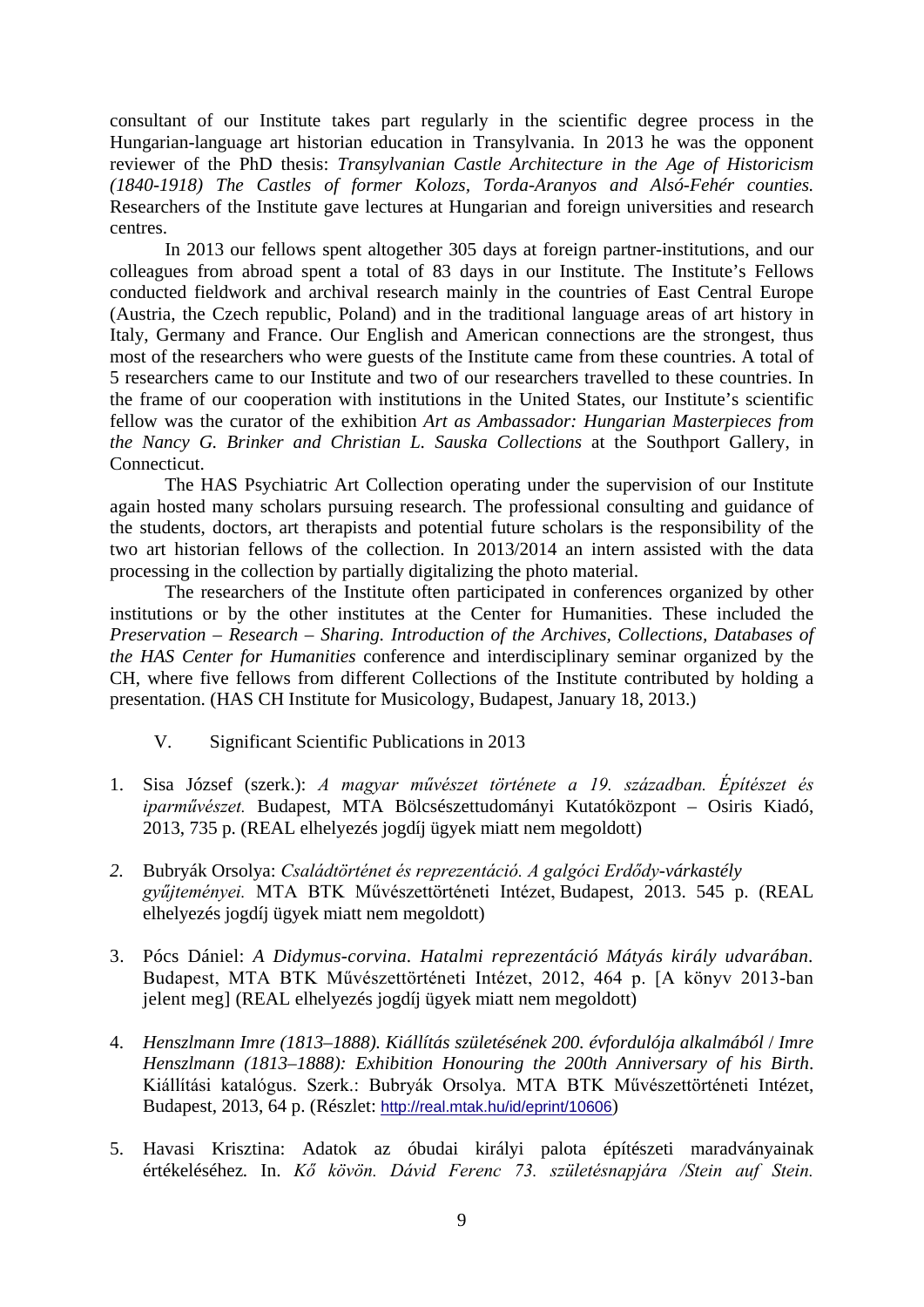consultant of our Institute takes part regularly in the scientific degree process in the Hungarian-language art historian education in Transylvania. In 2013 he was the opponent reviewer of the PhD thesis: *Transylvanian Castle Architecture in the Age of Historicism (1840-1918) The Castles of former Kolozs, Torda-Aranyos and Alsó-Fehér counties.* Researchers of the Institute gave lectures at Hungarian and foreign universities and research centres.

In 2013 our fellows spent altogether 305 days at foreign partner-institutions, and our colleagues from abroad spent a total of 83 days in our Institute. The Institute's Fellows conducted fieldwork and archival research mainly in the countries of East Central Europe (Austria, the Czech republic, Poland) and in the traditional language areas of art history in Italy, Germany and France. Our English and American connections are the strongest, thus most of the researchers who were guests of the Institute came from these countries. A total of 5 researchers came to our Institute and two of our researchers travelled to these countries. In the frame of our cooperation with institutions in the United States, our Institute's scientific fellow was the curator of the exhibition *Art as Ambassador: Hungarian Masterpieces from the Nancy G. Brinker and Christian L. Sauska Collections* at the Southport Gallery, in Connecticut.

The HAS Psychiatric Art Collection operating under the supervision of our Institute again hosted many scholars pursuing research. The professional consulting and guidance of the students, doctors, art therapists and potential future scholars is the responsibility of the two art historian fellows of the collection. In 2013/2014 an intern assisted with the data processing in the collection by partially digitalizing the photo material.

The researchers of the Institute often participated in conferences organized by other institutions or by the other institutes at the Center for Humanities. These included the *Preservation – Research – Sharing. Introduction of the Archives, Collections, Databases of the HAS Center for Humanities* conference and interdisciplinary seminar organized by the CH, where five fellows from different Collections of the Institute contributed by holding a presentation. (HAS CH Institute for Musicology, Budapest, January 18, 2013.)

## V. Significant Scientific Publications in 2013

1. Sisa József (szerk.): *A magyar művészet története a 19. században. Építészet és iparművészet.* Budapest, MTA Bölcsészettudományi Kutatóközpont – Osiris Kiadó, 2013, 735 p. (REAL elhelyezés jogdíj ügyek miatt nem megoldott)

2. Bubryák Orsolya: *Családtörténet és reprezentáció. A galgóci Erdődy-várkastély gyűjteményei.* MTA BTK Művészettörténeti Intézet, Budapest, 2013. 545 p. (REAL elhelyezés jogdíj ügyek miatt nem megoldott)

3. Pócs Dániel: *A Didymus-corvina. Hatalmi reprezentáció Mátyás király udvarában.* Budapest, MTA BTK Művészettörténeti Intézet, 2012, 464 p. [A könyv 2013-ban jelent meg] (REAL elhelyezés jogdíj ügyek miatt nem megoldott)

4. *Henszlmann Imre (1813–1888). Kiállítás születésének 200. évfordulója alkalmából* / *Imre Henszlmann (1813–1888): Exhibition Honouring the 200th Anniversary of his Birth*. Kiállítási katalógus. Szerk.: Bubryák Orsolya. MTA BTK Művészettörténeti Intézet, Budapest, 2013, 64 p. (Részlet: http://real.mtak.hu/id/eprint/10606)

5. Havasi Krisztina: Adatok az óbudai királyi palota építészeti maradványainak értékeléséhez. In. *Kő kövön. Dávid Ferenc 73. születésnapjára /Stein auf Stein.*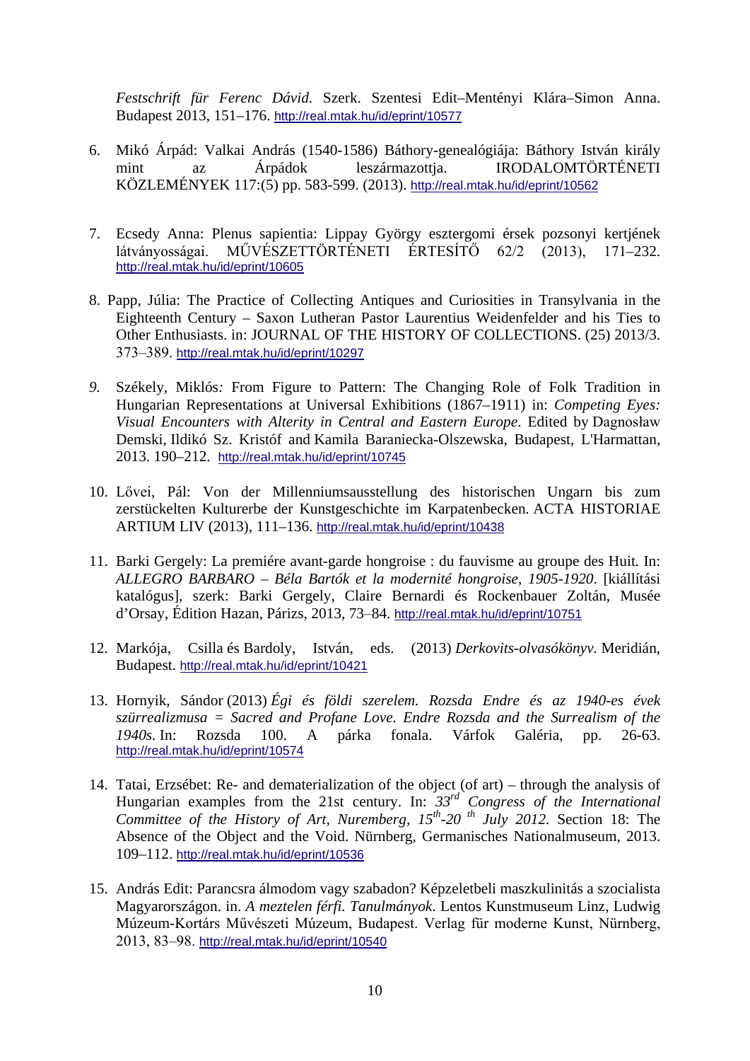*Festschrift für Ferenc Dávid.* Szerk. Szentesi Edit–Menényi Klára–Simon Anna. Budapest 2013, 151–176. http://real.mtak.hu/id/eprint/10577

6. Mikó Árpád: Valkai András (1540-1586) Báthory-genealógiája: Báthory István király mint az Árpádok leszármazottja. IRODALOMTÖRTÉNETI KÖZLEMÉNYEK 117:(5) pp. 583-599. (2013). http://real.mtak.hu/id/eprint/10562

7. Ecsedy Anna: Plenus sapientia: Lippay György esztergomi érsek pozsonyi kertjének látványosságai. MŰVÉSZETTÖRTÉNETI ÉRTESÍTŐ 62/2 (2013), 171–232. http://real.mtak.hu/id/eprint/10605

8. Papp, Júlia: The Practice of Collecting Antiques and Curiosities in Transylvania in the Eighteenth Century – Saxon Lutheran Pastor Laurentius Weidenfelder and his Ties to Other Enthusiasts. in: JOURNAL OF THE HISTORY OF COLLECTIONS. (25) 2013/3. 373–389. http://real.mtak.hu/id/eprint/10297

9. Székely, Miklós: From Figure to Pattern: The Changing Role of Folk Tradition in Hungarian Representations at Universal Exhibitions (1867–1911) in: *Competing Eyes: Visual Encounters with Alterity in Central and Eastern Europe*. Edited by Dagnosław Demski, Ildikó Sz. Kristóf and Kamila Baraniecka-Olszewska, Budapest, L'Harmattan, 2013. 190–212. http://real.mtak.hu/id/eprint/10745

10. Lővei, Pál: Von der Millenniumsausstellung des historischen Ungarn bis zum zerstückelten Kulturerbe der Kunstgeschichte im Karpatenbecken. ACTA HISTORIAE ARTIUM LIV (2013), 111–136. http://real.mtak.hu/id/eprint/10438

11. Barki Gergely: La premiére avant-garde hongroise : du fauvisme au groupe des Huit. In: *ALLEGRO BARBARO – Béla Bartók et la modernité hongroise, 1905-1920*. [kiállítási katalógus], szerk: Barki Gergely, Claire Bernardi és Rockenbauer Zoltán, Musée d'Orsay, Édition Hazan, Párizs, 2013, 73–84. http://real.mtak.hu/id/eprint/10751

12. Markója, Csilla és Bardoly, István, eds. (2013) *Derkovits-olvasókönyv*. Meridián, Budapest. http://real.mtak.hu/id/eprint/10421

13. Hornyik, Sándor (2013) *Égi és földi szerelem. Rozsda Endre és az 1940-es évek szürrealizmusa = Sacred and Profane Love. Endre Rozsda and the Surrealism of the 1940s.* In: Rozsda 100. A párka fonala. Várfok Galéria, pp. 26-63. http://real.mtak.hu/id/eprint/10574

14. Tatai, Erzsébet: Re- and dematerialization of the object (of art) – through the analysis of Hungarian examples from the 21st century. In: *33rd Congress of the International Committee of the History of Art, Nuremberg, 15th-20th July 2012*. Section 18: The Absence of the Object and the Void. Nürnberg, Germanisches Nationalmuseum, 2013. 109–112. http://real.mtak.hu/id/eprint/10536

15. András Edit: Parancsra álmodom vagy szabadon? Képzeletbeli maszkulinitás a szocialista Magyarországon. in. *A meztelen férfi. Tanulmányok*. Lentos Kunstmuseum Linz, Ludwig Múzeum-Kortárs Művészeti Múzeum, Budapest. Verlag für moderne Kunst, Nürnberg, 2013, 83–98. http://real.mtak.hu/id/eprint/10540